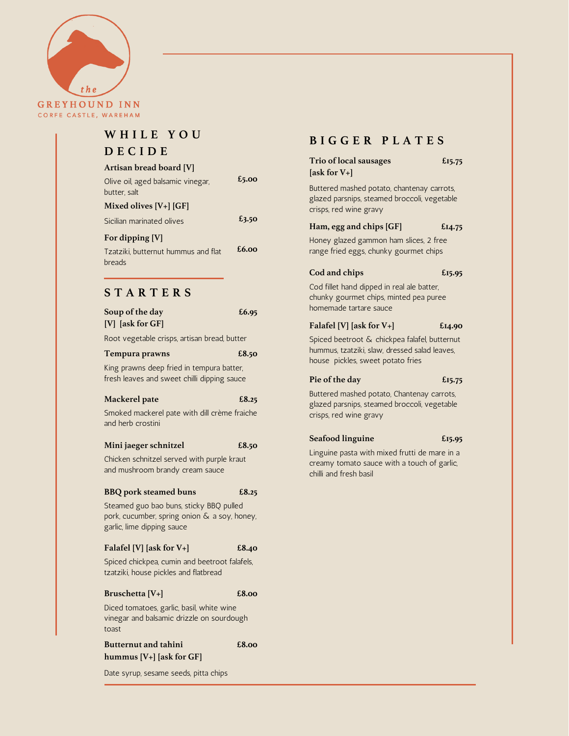the

GREYHOUND INN

CORFE CASTLE, WAREHAM

## WHILE YOU DECIDE

**Artisan bread board [V]** — **£5.00**

Olive oil, aged balsamic vinegar, butter, salt

**Mixed olives [V+] [GF]** — **£3.50**

Sicilian marinated olives

**For dipping [V]** — **£6.00**

Tzatziki, butternut hummus and flat breads

## STARTERS

**Soup of the day [V] [ask for GF]** — **£6.95**

Root vegetable crisps, artisan bread, butter

**Tempura prawns** — **£8.50**

King prawns deep fried in tempura batter, fresh leaves and sweet chilli dipping sauce

**Mackerel pate** — **£8.25**

Smoked mackerel pate with dill crème fraiche and herb crostini

**Mini jaeger schnitzel** — **£8.50**

Chicken schnitzel served with purple kraut and mushroom brandy cream sauce

**BBQ pork steamed buns** — **£8.25**

Steamed guo bao buns, sticky BBQ pulled pork, cucumber, spring onion & a soy, honey, garlic, lime dipping sauce

**Falafel [V] [ask for V+]** — **£8.40**

Spiced chickpea, cumin and beetroot falafels, tzatziki, house pickles and flatbread

**Bruschetta [V+]** — **£8.00**

Diced tomatoes, garlic, basil, white wine vinegar and balsamic drizzle on sourdough toast

**Butternut and tahini hummus [V+] [ask for GF]** — **£8.00**

Date syrup, sesame seeds, pitta chips

## BIGGER PLATES

**Trio of local sausages [ask for V+]** — **£15.75**

Buttered mashed potato, chantenay carrots, glazed parsnips, steamed broccoli, vegetable crisps, red wine gravy

**Ham, egg and chips [GF]** — **£14.75**

Honey glazed gammon ham slices, 2 free range fried eggs, chunky gourmet chips

**Cod and chips** — **£15.95**

Cod fillet hand dipped in real ale batter, chunky gourmet chips, minted pea puree homemade tartare sauce

**Falafel [V] [ask for V+]** — **£14.90**

Spiced beetroot & chickpea falafel, butternut hummus, tzatziki, slaw, dressed salad leaves, house pickles, sweet potato fries

**Pie of the day** — **£15.75**

Buttered mashed potato, Chantenay carrots, glazed parsnips, steamed broccoli, vegetable crisps, red wine gravy

**Seafood linguine** — **£15.95**

Linguine pasta with mixed frutti de mare in a creamy tomato sauce with a touch of garlic, chilli and fresh basil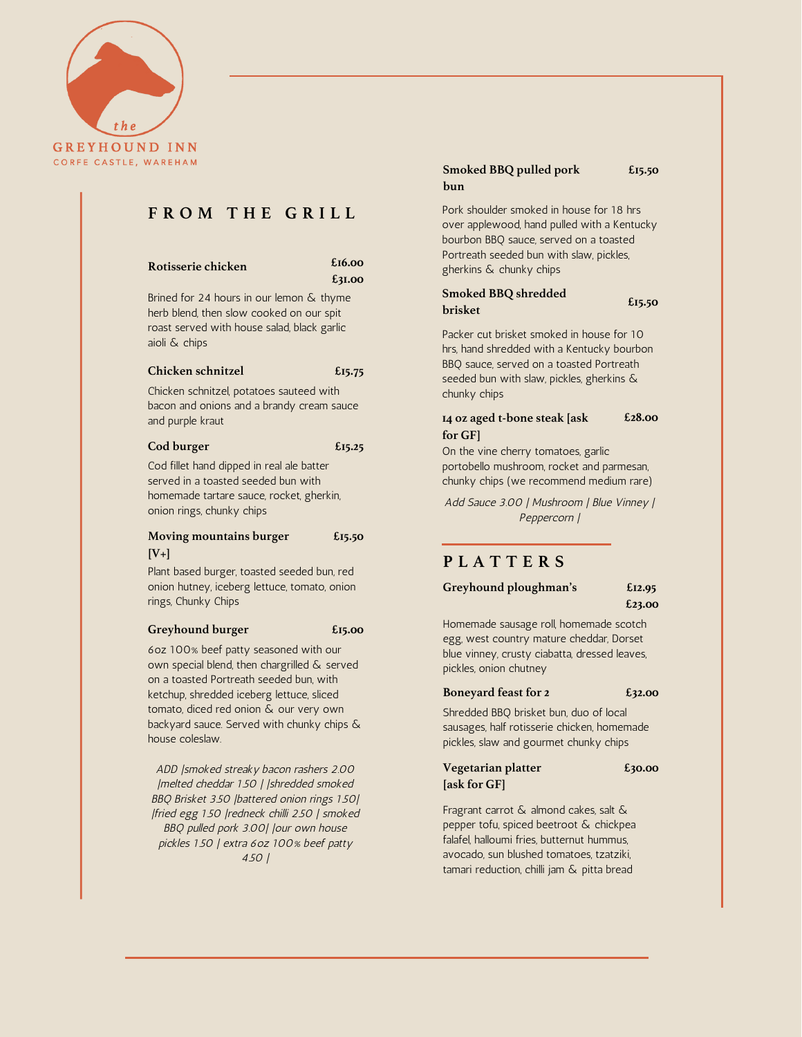the
GREYHOUND INN
CORFE CASTLE, WAREHAM

## FROM THE GRILL

**Rotisserie chicken** **£16.00** **£31.00**

Brined for 24 hours in our lemon & thyme herb blend, then slow cooked on our spit roast served with house salad, black garlic aioli & chips

**Chicken schnitzel** **£15.75**

Chicken schnitzel, potatoes sauteed with bacon and onions and a brandy cream sauce and purple kraut

**Cod burger** **£15.25**

Cod fillet hand dipped in real ale batter served in a toasted seeded bun with homemade tartare sauce, rocket, gherkin, onion rings, chunky chips

**Moving mountains burger [V+]** **£15.50**

Plant based burger, toasted seeded bun, red onion hutney, iceberg lettuce, tomato, onion rings, Chunky Chips

**Greyhound burger** **£15.00**

6oz 100% beef patty seasoned with our own special blend, then chargrilled & served on a toasted Portreath seeded bun, with ketchup, shredded iceberg lettuce, sliced tomato, diced red onion & our very own backyard sauce. Served with chunky chips & house coleslaw.

*ADD |smoked streaky bacon rashers 2.00 |melted cheddar 1.50 | |shredded smoked BBQ Brisket 3.50 |battered onion rings 1.50| |fried egg 1.50 |redneck chilli 2.50 | smoked BBQ pulled pork 3.00| |our own house pickles 1.50 | extra 6oz 100% beef patty 4.50 |*

**Smoked BBQ pulled pork bun** **£15.50**

Pork shoulder smoked in house for 18 hrs over applewood, hand pulled with a Kentucky bourbon BBQ sauce, served on a toasted Portreath seeded bun with slaw, pickles, gherkins & chunky chips

**Smoked BBQ shredded brisket** **£15.50**

Packer cut brisket smoked in house for 10 hrs, hand shredded with a Kentucky bourbon BBQ sauce, served on a toasted Portreath seeded bun with slaw, pickles, gherkins & chunky chips

**14 oz aged t-bone steak [ask for GF]** **£28.00**

On the vine cherry tomatoes, garlic portobello mushroom, rocket and parmesan, chunky chips (we recommend medium rare)

*Add Sauce 3.00 | Mushroom | Blue Vinney | Peppercorn |*

## PLATTERS

**Greyhound ploughman's** **£12.95** **£23.00**

Homemade sausage roll, homemade scotch egg, west country mature cheddar, Dorset blue vinney, crusty ciabatta, dressed leaves, pickles, onion chutney

**Boneyard feast for 2** **£32.00**

Shredded BBQ brisket bun, duo of local sausages, half rotisserie chicken, homemade pickles, slaw and gourmet chunky chips

**Vegetarian platter [ask for GF]** **£30.00**

Fragrant carrot & almond cakes, salt & pepper tofu, spiced beetroot & chickpea falafel, halloumi fries, butternut hummus, avocado, sun blushed tomatoes, tzatziki, tamari reduction, chilli jam & pitta bread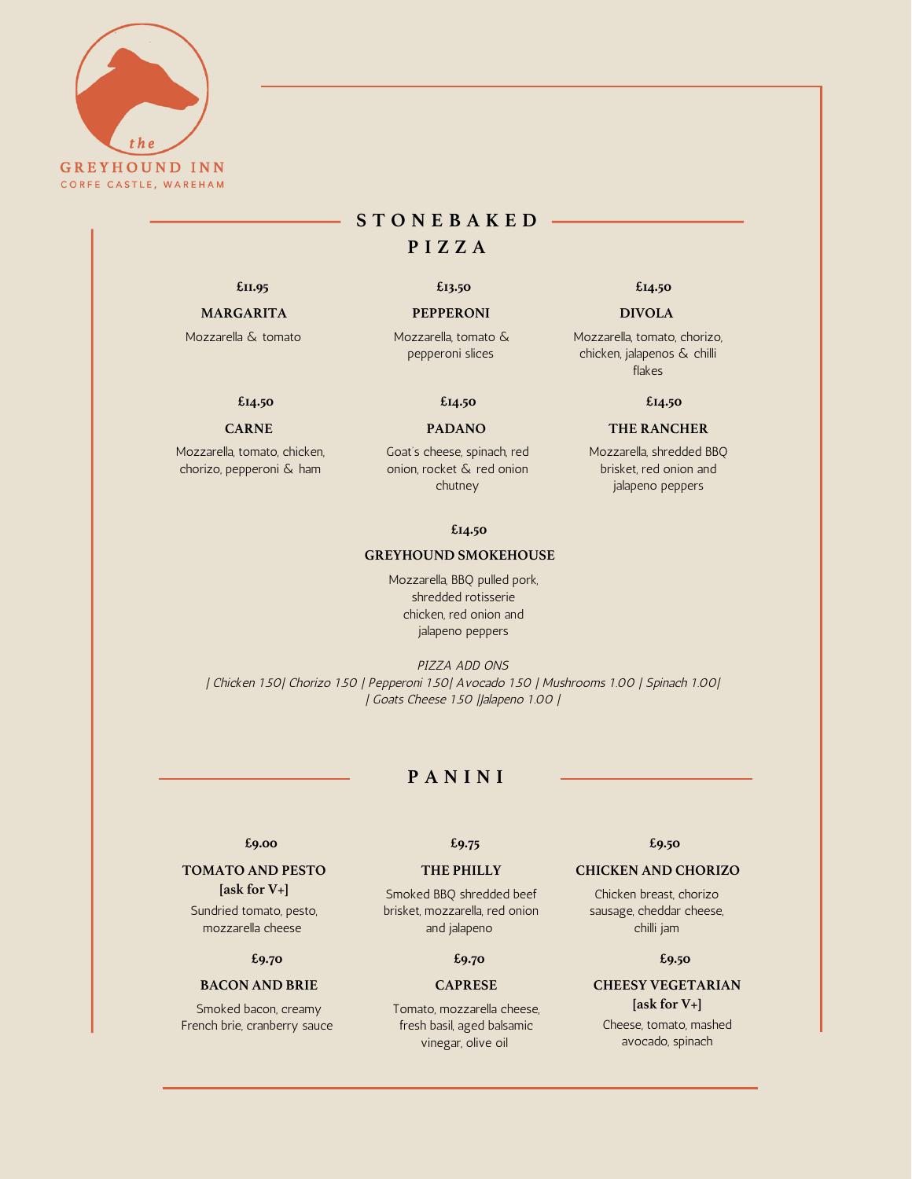the

GREYHOUND INN

CORFE CASTLE, WAREHAM

## STONEBAKED PIZZA

£11.95

**MARGARITA**

Mozzarella & tomato

£13.50

**PEPPERONI**

Mozzarella, tomato & pepperoni slices

£14.50

**DIVOLA**

Mozzarella, tomato, chorizo, chicken, jalapenos & chilli flakes

£14.50

**CARNE**

Mozzarella, tomato, chicken, chorizo, pepperoni & ham

£14.50

**PADANO**

Goat's cheese, spinach, red onion, rocket & red onion chutney

£14.50

**THE RANCHER**

Mozzarella, shredded BBQ brisket, red onion and jalapeno peppers

£14.50

**GREYHOUND SMOKEHOUSE**

Mozzarella, BBQ pulled pork, shredded rotisserie chicken, red onion and jalapeno peppers

*PIZZA ADD ONS*

*| Chicken 1.50| Chorizo 1.50 | Pepperoni 1.50| Avocado 1.50 | Mushrooms 1.00 | Spinach 1.00|*
*| Goats Cheese 1.50 |Jalapeno 1.00 |*

## PANINI

£9.00

**TOMATO AND PESTO [ask for V+]**

Sundried tomato, pesto, mozzarella cheese

£9.75

**THE PHILLY**

Smoked BBQ shredded beef brisket, mozzarella, red onion and jalapeno

£9.50

**CHICKEN AND CHORIZO**

Chicken breast, chorizo sausage, cheddar cheese, chilli jam

£9.70

**BACON AND BRIE**

Smoked bacon, creamy French brie, cranberry sauce

£9.70

**CAPRESE**

Tomato, mozzarella cheese, fresh basil, aged balsamic vinegar, olive oil

£9.50

**CHEESY VEGETARIAN [ask for V+]**

Cheese, tomato, mashed avocado, spinach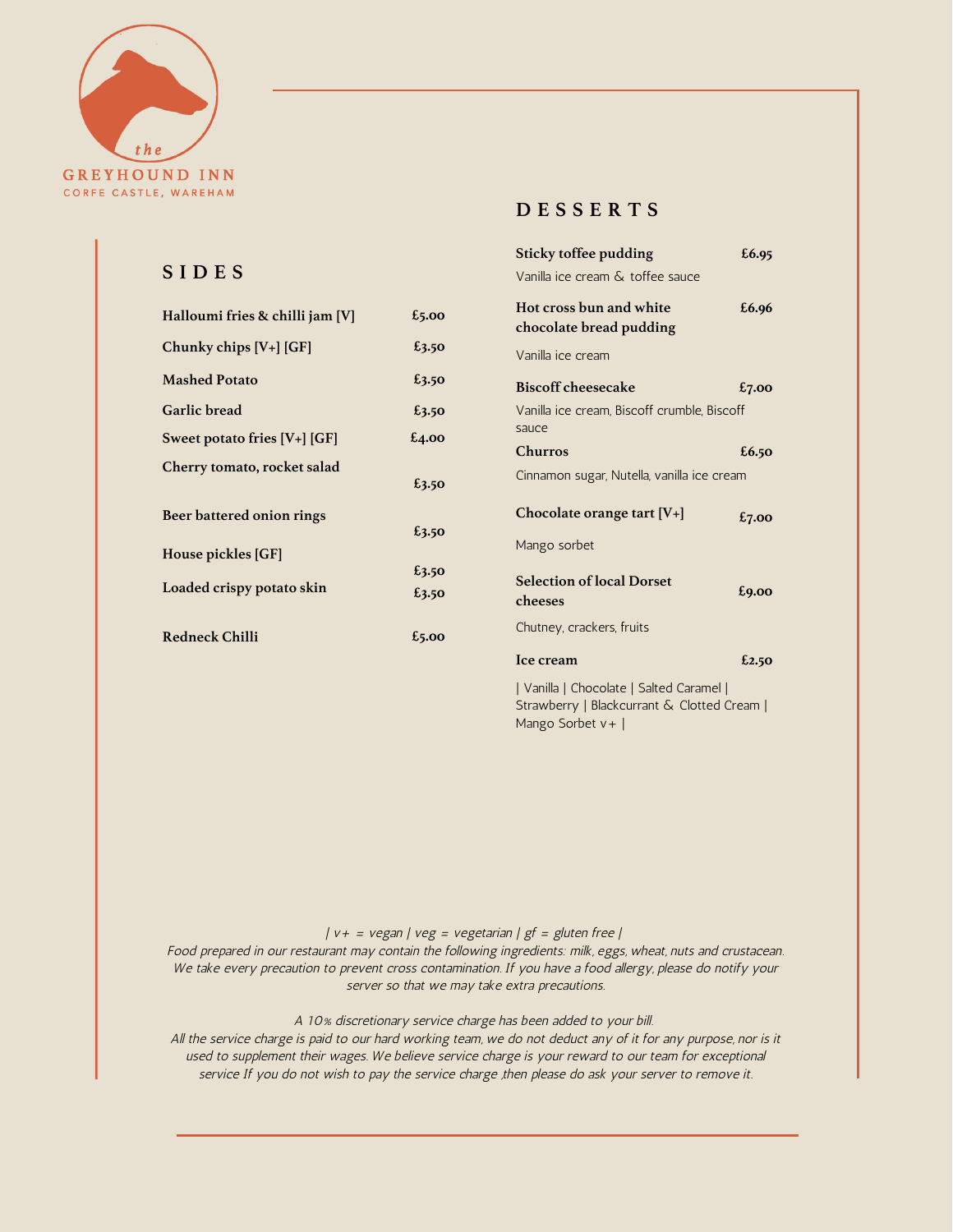the
GREYHOUND INN
CORFE CASTLE, WAREHAM

## SIDES

| | |
|---|---|
| **Halloumi fries & chilli jam [V]** | £5.00 |
| **Chunky chips [V+] [GF]** | £3.50 |
| **Mashed Potato** | £3.50 |
| **Garlic bread** | £3.50 |
| **Sweet potato fries [V+] [GF]** | £4.00 |
| **Cherry tomato, rocket salad** | £3.50 |
| **Beer battered onion rings** | £3.50 |
| **House pickles [GF]** | £3.50 |
| **Loaded crispy potato skin** | £3.50 |
| **Redneck Chilli** | £5.00 |

## DESSERTS

**Sticky toffee pudding** £6.95
Vanilla ice cream & toffee sauce

**Hot cross bun and white chocolate bread pudding** £6.96
Vanilla ice cream

**Biscoff cheesecake** £7.00
Vanilla ice cream, Biscoff crumble, Biscoff sauce

**Churros** £6.50
Cinnamon sugar, Nutella, vanilla ice cream

**Chocolate orange tart [V+]** £7.00
Mango sorbet

**Selection of local Dorset cheeses** £9.00
Chutney, crackers, fruits

**Ice cream** £2.50
| Vanilla | Chocolate | Salted Caramel | Strawberry | Blackcurrant & Clotted Cream | Mango Sorbet v+ |

*| v+ = vegan | veg = vegetarian | gf = gluten free |*
*Food prepared in our restaurant may contain the following ingredients: milk, eggs, wheat, nuts and crustacean. We take every precaution to prevent cross contamination. If you have a food allergy, please do notify your server so that we may take extra precautions.*

*A 10% discretionary service charge has been added to your bill.*
*All the service charge is paid to our hard working team, we do not deduct any of it for any purpose, nor is it used to supplement their wages. We believe service charge is your reward to our team for exceptional service If you do not wish to pay the service charge ,then please do ask your server to remove it.*